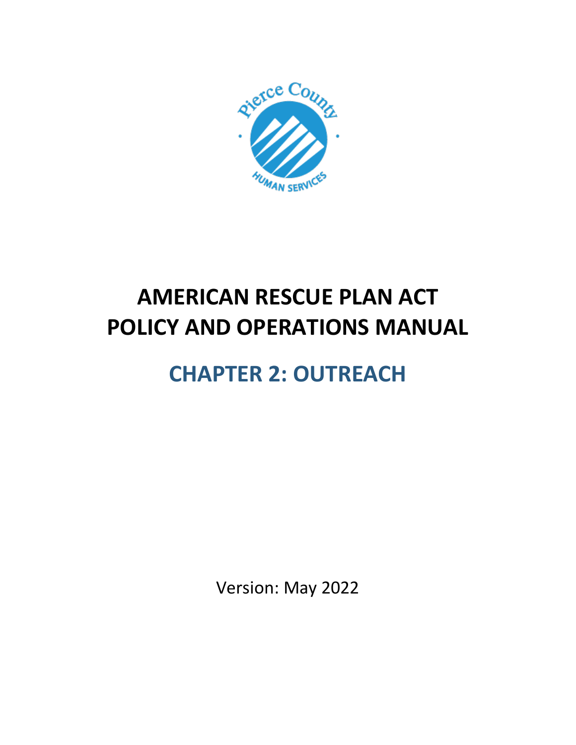# AMERICAN RESCUE PLAN ACT POLICY AND OPERATIONS MANUAL

## CHAPTER 2: OUTREACH

Version: May 2022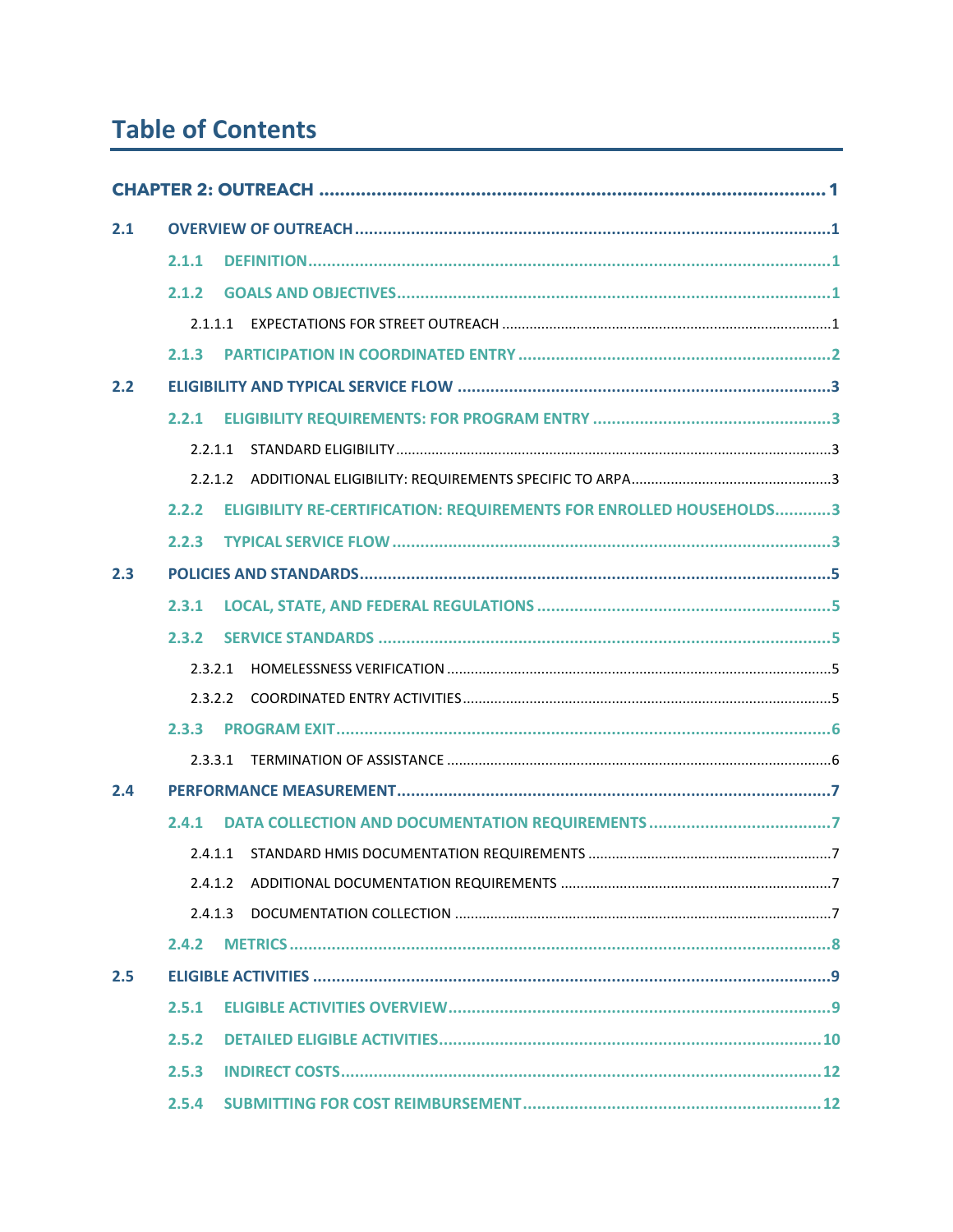# Table of Contents

**CHAPTER 2: OUTREACH** .......... 1

**2.1 OVERVIEW OF OUTREACH** .......... 1

- **2.1.1 DEFINITION** .......... 1
- **2.1.2 GOALS AND OBJECTIVES** .......... 1
  - 2.1.1.1 EXPECTATIONS FOR STREET OUTREACH .......... 1
- **2.1.3 PARTICIPATION IN COORDINATED ENTRY** .......... 2

**2.2 ELIGIBILITY AND TYPICAL SERVICE FLOW** .......... 3

- **2.2.1 ELIGIBILITY REQUIREMENTS: FOR PROGRAM ENTRY** .......... 3
  - 2.2.1.1 STANDARD ELIGIBILITY .......... 3
  - 2.2.1.2 ADDITIONAL ELIGIBILITY: REQUIREMENTS SPECIFIC TO ARPA .......... 3
- **2.2.2 ELIGIBILITY RE-CERTIFICATION: REQUIREMENTS FOR ENROLLED HOUSEHOLDS** .......... 3
- **2.2.3 TYPICAL SERVICE FLOW** .......... 3

**2.3 POLICIES AND STANDARDS** .......... 5

- **2.3.1 LOCAL, STATE, AND FEDERAL REGULATIONS** .......... 5
- **2.3.2 SERVICE STANDARDS** .......... 5
  - 2.3.2.1 HOMELESSNESS VERIFICATION .......... 5
  - 2.3.2.2 COORDINATED ENTRY ACTIVITIES .......... 5
- **2.3.3 PROGRAM EXIT** .......... 6
  - 2.3.3.1 TERMINATION OF ASSISTANCE .......... 6

**2.4 PERFORMANCE MEASUREMENT** .......... 7

- **2.4.1 DATA COLLECTION AND DOCUMENTATION REQUIREMENTS** .......... 7
  - 2.4.1.1 STANDARD HMIS DOCUMENTATION REQUIREMENTS .......... 7
  - 2.4.1.2 ADDITIONAL DOCUMENTATION REQUIREMENTS .......... 7
  - 2.4.1.3 DOCUMENTATION COLLECTION .......... 7
- **2.4.2 METRICS** .......... 8

**2.5 ELIGIBLE ACTIVITIES** .......... 9

- **2.5.1 ELIGIBLE ACTIVITIES OVERVIEW** .......... 9
- **2.5.2 DETAILED ELIGIBLE ACTIVITIES** .......... 10
- **2.5.3 INDIRECT COSTS** .......... 12
- **2.5.4 SUBMITTING FOR COST REIMBURSEMENT** .......... 12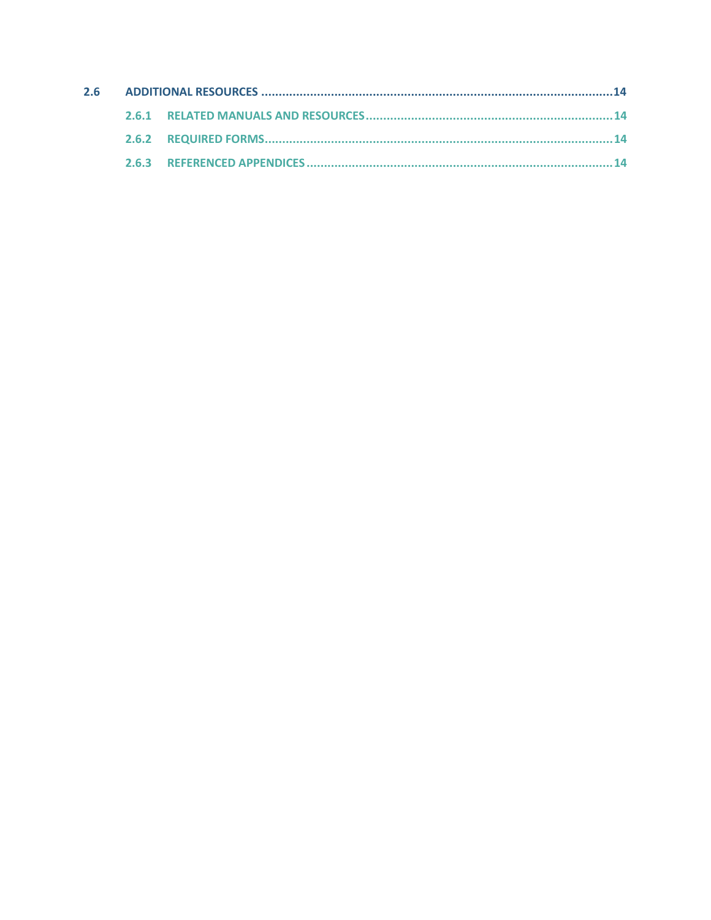2.6 ADDITIONAL RESOURCES .......................................................................................... 14

- 2.6.1 RELATED MANUALS AND RESOURCES ................................................................ 14
- 2.6.2 REQUIRED FORMS ................................................................................................. 14
- 2.6.3 REFERENCED APPENDICES .................................................................................. 14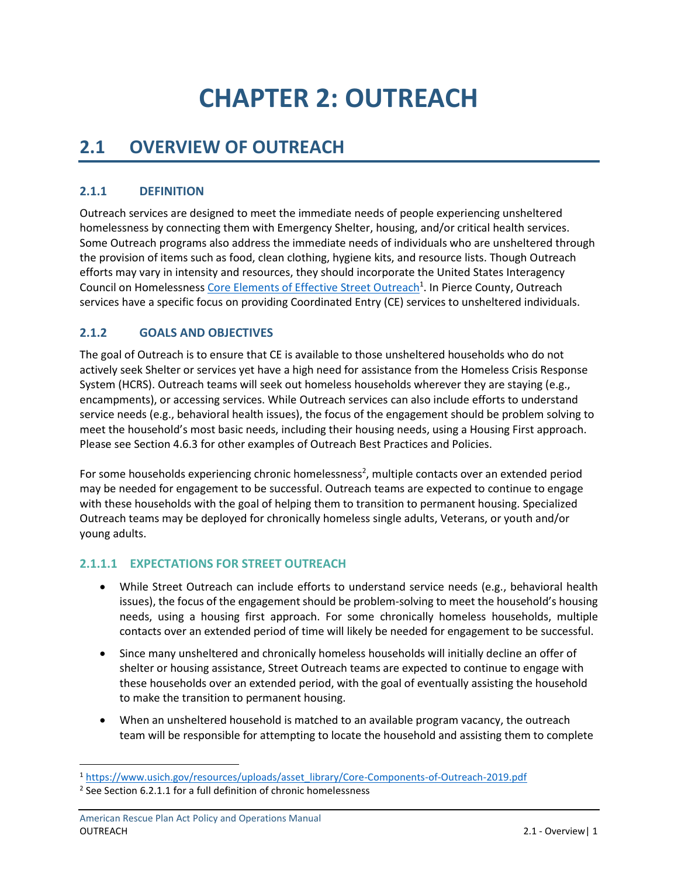# CHAPTER 2: OUTREACH

## 2.1 OVERVIEW OF OUTREACH

### 2.1.1 DEFINITION

Outreach services are designed to meet the immediate needs of people experiencing unsheltered homelessness by connecting them with Emergency Shelter, housing, and/or critical health services. Some Outreach programs also address the immediate needs of individuals who are unsheltered through the provision of items such as food, clean clothing, hygiene kits, and resource lists. Though Outreach efforts may vary in intensity and resources, they should incorporate the United States Interagency Council on Homelessness [Core Elements of Effective Street Outreach](https://www.usich.gov/resources/uploads/asset_library/Core-Components-of-Outreach-2019.pdf)[1]. In Pierce County, Outreach services have a specific focus on providing Coordinated Entry (CE) services to unsheltered individuals.

### 2.1.2 GOALS AND OBJECTIVES

The goal of Outreach is to ensure that CE is available to those unsheltered households who do not actively seek Shelter or services yet have a high need for assistance from the Homeless Crisis Response System (HCRS). Outreach teams will seek out homeless households wherever they are staying (e.g., encampments), or accessing services. While Outreach services can also include efforts to understand service needs (e.g., behavioral health issues), the focus of the engagement should be problem solving to meet the household's most basic needs, including their housing needs, using a Housing First approach. Please see Section 4.6.3 for other examples of Outreach Best Practices and Policies.

For some households experiencing chronic homelessness[2], multiple contacts over an extended period may be needed for engagement to be successful. Outreach teams are expected to continue to engage with these households with the goal of helping them to transition to permanent housing. Specialized Outreach teams may be deployed for chronically homeless single adults, Veterans, or youth and/or young adults.

#### 2.1.1.1 EXPECTATIONS FOR STREET OUTREACH

- While Street Outreach can include efforts to understand service needs (e.g., behavioral health issues), the focus of the engagement should be problem-solving to meet the household's housing needs, using a housing first approach. For some chronically homeless households, multiple contacts over an extended period of time will likely be needed for engagement to be successful.
- Since many unsheltered and chronically homeless households will initially decline an offer of shelter or housing assistance, Street Outreach teams are expected to continue to engage with these households over an extended period, with the goal of eventually assisting the household to make the transition to permanent housing.
- When an unsheltered household is matched to an available program vacancy, the outreach team will be responsible for attempting to locate the household and assisting them to complete

[1] https://www.usich.gov/resources/uploads/asset_library/Core-Components-of-Outreach-2019.pdf

[2] See Section 6.2.1.1 for a full definition of chronic homelessness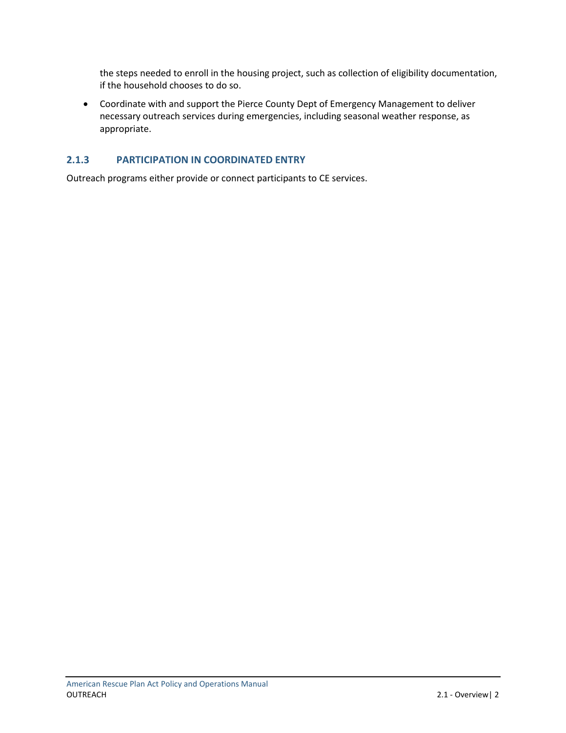the steps needed to enroll in the housing project, such as collection of eligibility documentation, if the household chooses to do so.

- Coordinate with and support the Pierce County Dept of Emergency Management to deliver necessary outreach services during emergencies, including seasonal weather response, as appropriate.

### 2.1.3 PARTICIPATION IN COORDINATED ENTRY

Outreach programs either provide or connect participants to CE services.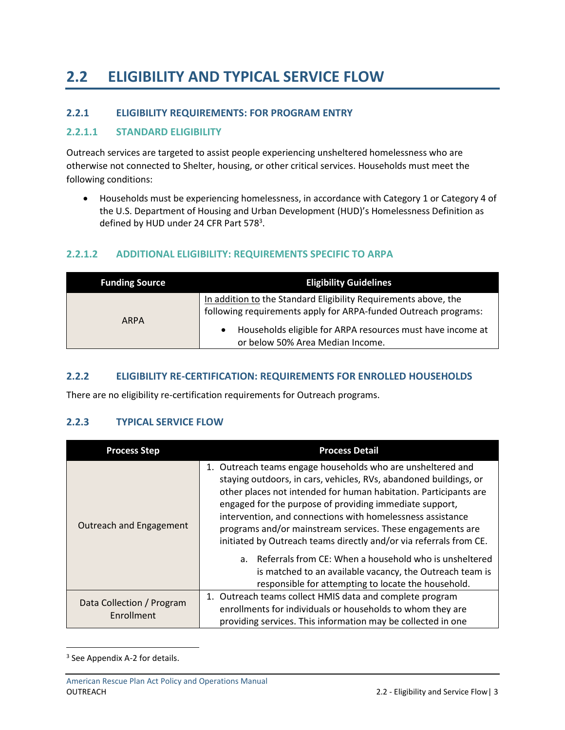# 2.2 ELIGIBILITY AND TYPICAL SERVICE FLOW

## 2.2.1 ELIGIBILITY REQUIREMENTS: FOR PROGRAM ENTRY

### 2.2.1.1 STANDARD ELIGIBILITY

Outreach services are targeted to assist people experiencing unsheltered homelessness who are otherwise not connected to Shelter, housing, or other critical services. Households must meet the following conditions:

- Households must be experiencing homelessness, in accordance with Category 1 or Category 4 of the U.S. Department of Housing and Urban Development (HUD)'s Homelessness Definition as defined by HUD under 24 CFR Part 578[3].

### 2.2.1.2 ADDITIONAL ELIGIBILITY: REQUIREMENTS SPECIFIC TO ARPA

| Funding Source | Eligibility Guidelines |
|---|---|
| ARPA | In addition to the Standard Eligibility Requirements above, the following requirements apply for ARPA-funded Outreach programs:<br>• Households eligible for ARPA resources must have income at or below 50% Area Median Income. |

## 2.2.2 ELIGIBILITY RE-CERTIFICATION: REQUIREMENTS FOR ENROLLED HOUSEHOLDS

There are no eligibility re-certification requirements for Outreach programs.

## 2.2.3 TYPICAL SERVICE FLOW

| Process Step | Process Detail |
|---|---|
| Outreach and Engagement | 1. Outreach teams engage households who are unsheltered and staying outdoors, in cars, vehicles, RVs, abandoned buildings, or other places not intended for human habitation. Participants are engaged for the purpose of providing immediate support, intervention, and connections with homelessness assistance programs and/or mainstream services. These engagements are initiated by Outreach teams directly and/or via referrals from CE.<br>a. Referrals from CE: When a household who is unsheltered is matched to an available vacancy, the Outreach team is responsible for attempting to locate the household. |
| Data Collection / Program Enrollment | 1. Outreach teams collect HMIS data and complete program enrollments for individuals or households to whom they are providing services. This information may be collected in one |

[3] See Appendix A-2 for details.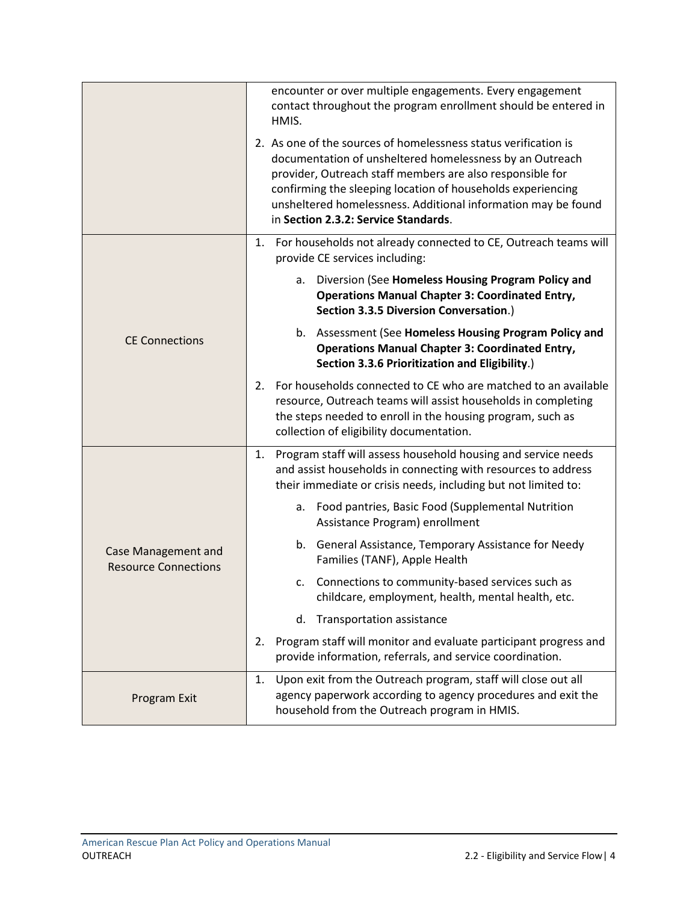| | |
|---|---|
| | encounter or over multiple engagements. Every engagement contact throughout the program enrollment should be entered in HMIS.<br><br>2. As one of the sources of homelessness status verification is documentation of unsheltered homelessness by an Outreach provider, Outreach staff members are also responsible for confirming the sleeping location of households experiencing unsheltered homelessness. Additional information may be found in **Section 2.3.2: Service Standards**. |
| CE Connections | 1. For households not already connected to CE, Outreach teams will provide CE services including:<br>a. Diversion (See **Homeless Housing Program Policy and Operations Manual Chapter 3: Coordinated Entry, Section 3.3.5 Diversion Conversation**.)<br>b. Assessment (See **Homeless Housing Program Policy and Operations Manual Chapter 3: Coordinated Entry, Section 3.3.6 Prioritization and Eligibility**.)<br><br>2. For households connected to CE who are matched to an available resource, Outreach teams will assist households in completing the steps needed to enroll in the housing program, such as collection of eligibility documentation. |
| Case Management and Resource Connections | 1. Program staff will assess household housing and service needs and assist households in connecting with resources to address their immediate or crisis needs, including but not limited to:<br>a. Food pantries, Basic Food (Supplemental Nutrition Assistance Program) enrollment<br>b. General Assistance, Temporary Assistance for Needy Families (TANF), Apple Health<br>c. Connections to community-based services such as childcare, employment, health, mental health, etc.<br>d. Transportation assistance<br><br>2. Program staff will monitor and evaluate participant progress and provide information, referrals, and service coordination. |
| Program Exit | 1. Upon exit from the Outreach program, staff will close out all agency paperwork according to agency procedures and exit the household from the Outreach program in HMIS. |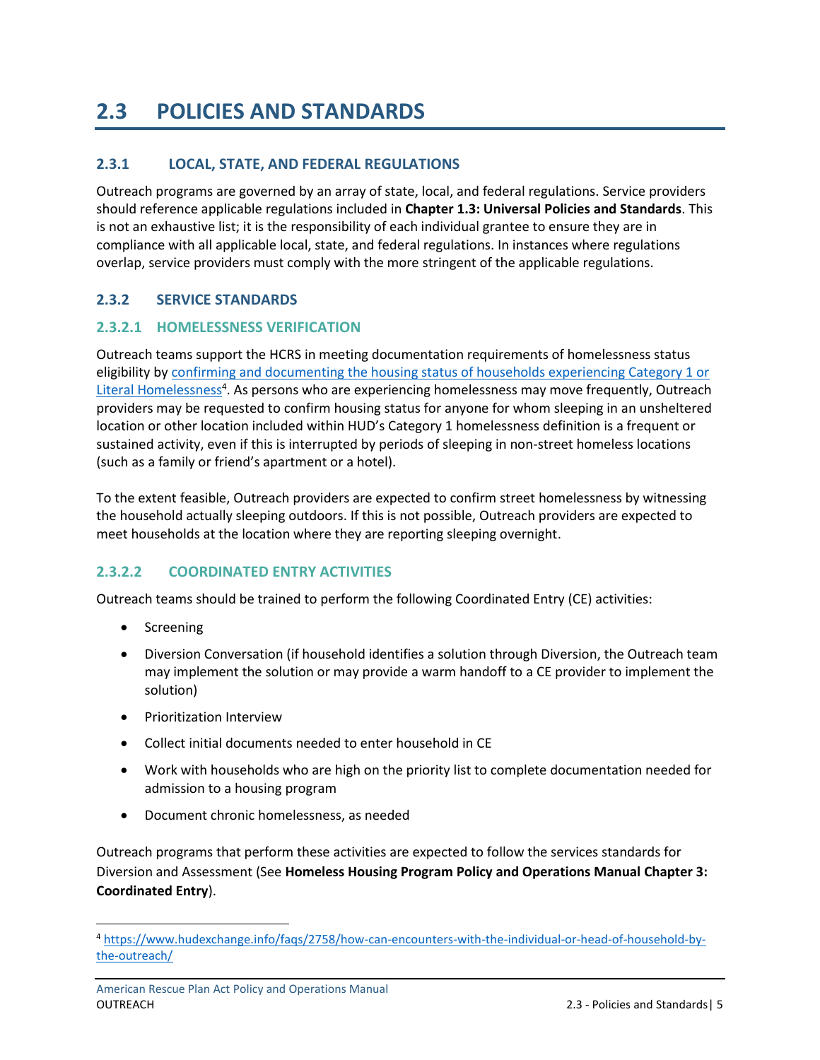# 2.3 POLICIES AND STANDARDS

## 2.3.1 LOCAL, STATE, AND FEDERAL REGULATIONS

Outreach programs are governed by an array of state, local, and federal regulations. Service providers should reference applicable regulations included in **Chapter 1.3: Universal Policies and Standards**. This is not an exhaustive list; it is the responsibility of each individual grantee to ensure they are in compliance with all applicable local, state, and federal regulations. In instances where regulations overlap, service providers must comply with the more stringent of the applicable regulations.

## 2.3.2 SERVICE STANDARDS

### 2.3.2.1 HOMELESSNESS VERIFICATION

Outreach teams support the HCRS in meeting documentation requirements of homelessness status eligibility by [confirming and documenting the housing status of households experiencing Category 1 or Literal Homelessness](https://www.hudexchange.info/faqs/2758/how-can-encounters-with-the-individual-or-head-of-household-by-the-outreach/)[4]. As persons who are experiencing homelessness may move frequently, Outreach providers may be requested to confirm housing status for anyone for whom sleeping in an unsheltered location or other location included within HUD's Category 1 homelessness definition is a frequent or sustained activity, even if this is interrupted by periods of sleeping in non-street homeless locations (such as a family or friend's apartment or a hotel).

To the extent feasible, Outreach providers are expected to confirm street homelessness by witnessing the household actually sleeping outdoors. If this is not possible, Outreach providers are expected to meet households at the location where they are reporting sleeping overnight.

### 2.3.2.2 COORDINATED ENTRY ACTIVITIES

Outreach teams should be trained to perform the following Coordinated Entry (CE) activities:

- Screening
- Diversion Conversation (if household identifies a solution through Diversion, the Outreach team may implement the solution or may provide a warm handoff to a CE provider to implement the solution)
- Prioritization Interview
- Collect initial documents needed to enter household in CE
- Work with households who are high on the priority list to complete documentation needed for admission to a housing program
- Document chronic homelessness, as needed

Outreach programs that perform these activities are expected to follow the services standards for Diversion and Assessment (See **Homeless Housing Program Policy and Operations Manual Chapter 3: Coordinated Entry**).

---

[4] https://www.hudexchange.info/faqs/2758/how-can-encounters-with-the-individual-or-head-of-household-by-the-outreach/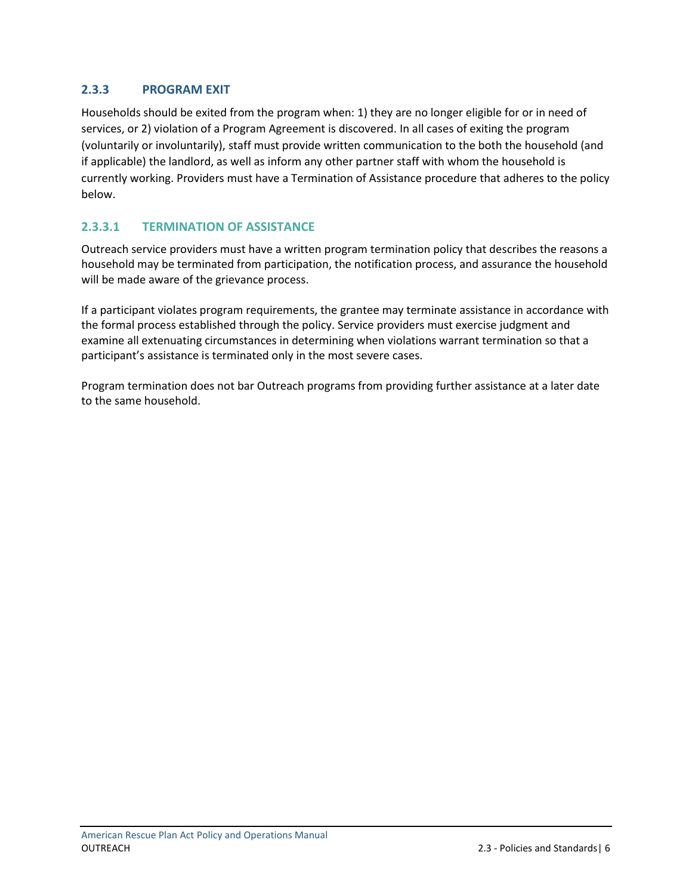### 2.3.3 PROGRAM EXIT

Households should be exited from the program when: 1) they are no longer eligible for or in need of services, or 2) violation of a Program Agreement is discovered. In all cases of exiting the program (voluntarily or involuntarily), staff must provide written communication to the both the household (and if applicable) the landlord, as well as inform any other partner staff with whom the household is currently working. Providers must have a Termination of Assistance procedure that adheres to the policy below.

#### 2.3.3.1 TERMINATION OF ASSISTANCE

Outreach service providers must have a written program termination policy that describes the reasons a household may be terminated from participation, the notification process, and assurance the household will be made aware of the grievance process.

If a participant violates program requirements, the grantee may terminate assistance in accordance with the formal process established through the policy. Service providers must exercise judgment and examine all extenuating circumstances in determining when violations warrant termination so that a participant's assistance is terminated only in the most severe cases.

Program termination does not bar Outreach programs from providing further assistance at a later date to the same household.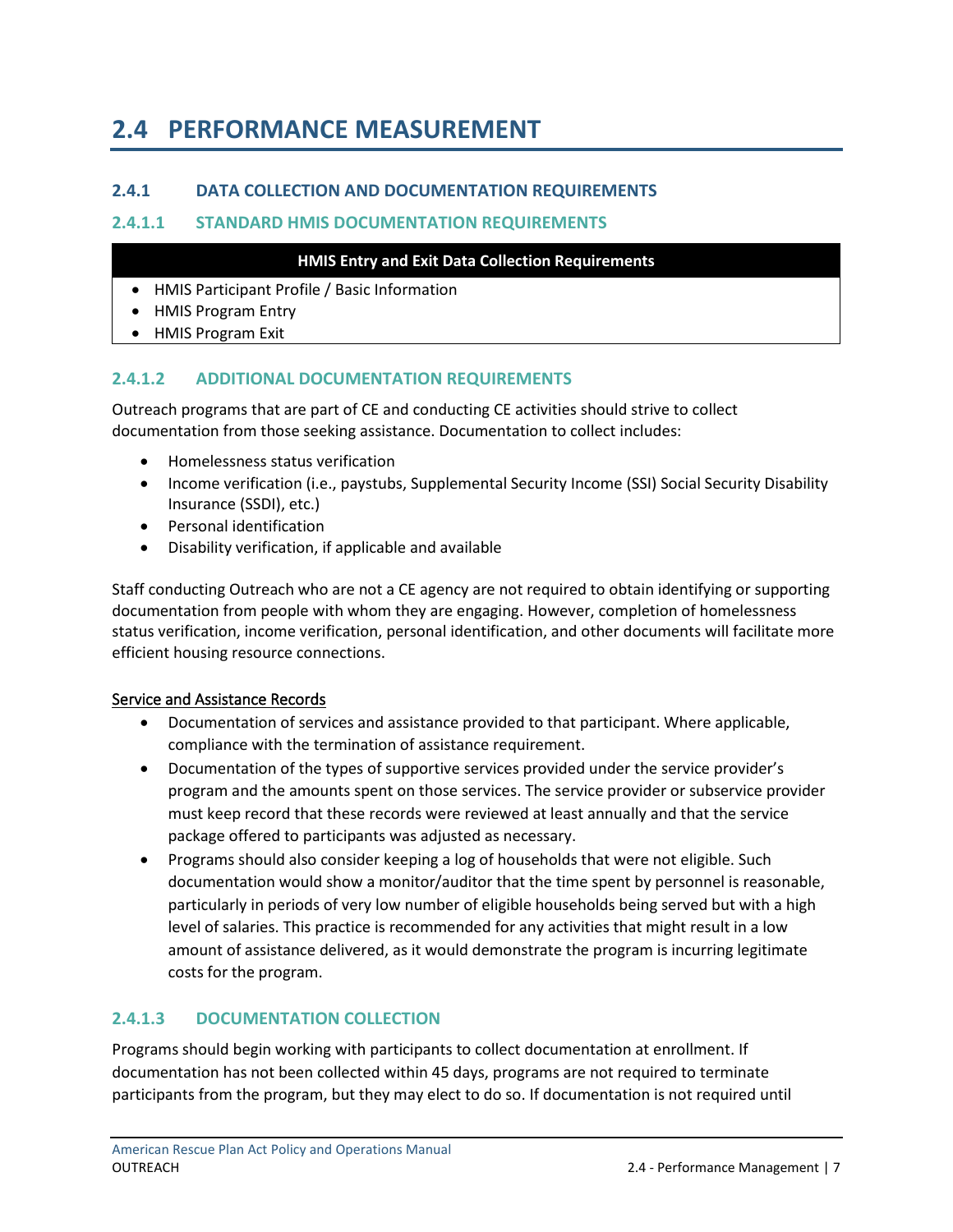# 2.4 PERFORMANCE MEASUREMENT

## 2.4.1 DATA COLLECTION AND DOCUMENTATION REQUIREMENTS

### 2.4.1.1 STANDARD HMIS DOCUMENTATION REQUIREMENTS

| HMIS Entry and Exit Data Collection Requirements |
|---|
| • HMIS Participant Profile / Basic Information<br>• HMIS Program Entry<br>• HMIS Program Exit |

### 2.4.1.2 ADDITIONAL DOCUMENTATION REQUIREMENTS

Outreach programs that are part of CE and conducting CE activities should strive to collect documentation from those seeking assistance. Documentation to collect includes:

- Homelessness status verification
- Income verification (i.e., paystubs, Supplemental Security Income (SSI) Social Security Disability Insurance (SSDI), etc.)
- Personal identification
- Disability verification, if applicable and available

Staff conducting Outreach who are not a CE agency are not required to obtain identifying or supporting documentation from people with whom they are engaging. However, completion of homelessness status verification, income verification, personal identification, and other documents will facilitate more efficient housing resource connections.

<u>Service and Assistance Records</u>

- Documentation of services and assistance provided to that participant. Where applicable, compliance with the termination of assistance requirement.
- Documentation of the types of supportive services provided under the service provider's program and the amounts spent on those services. The service provider or subservice provider must keep record that these records were reviewed at least annually and that the service package offered to participants was adjusted as necessary.
- Programs should also consider keeping a log of households that were not eligible. Such documentation would show a monitor/auditor that the time spent by personnel is reasonable, particularly in periods of very low number of eligible households being served but with a high level of salaries. This practice is recommended for any activities that might result in a low amount of assistance delivered, as it would demonstrate the program is incurring legitimate costs for the program.

### 2.4.1.3 DOCUMENTATION COLLECTION

Programs should begin working with participants to collect documentation at enrollment. If documentation has not been collected within 45 days, programs are not required to terminate participants from the program, but they may elect to do so. If documentation is not required until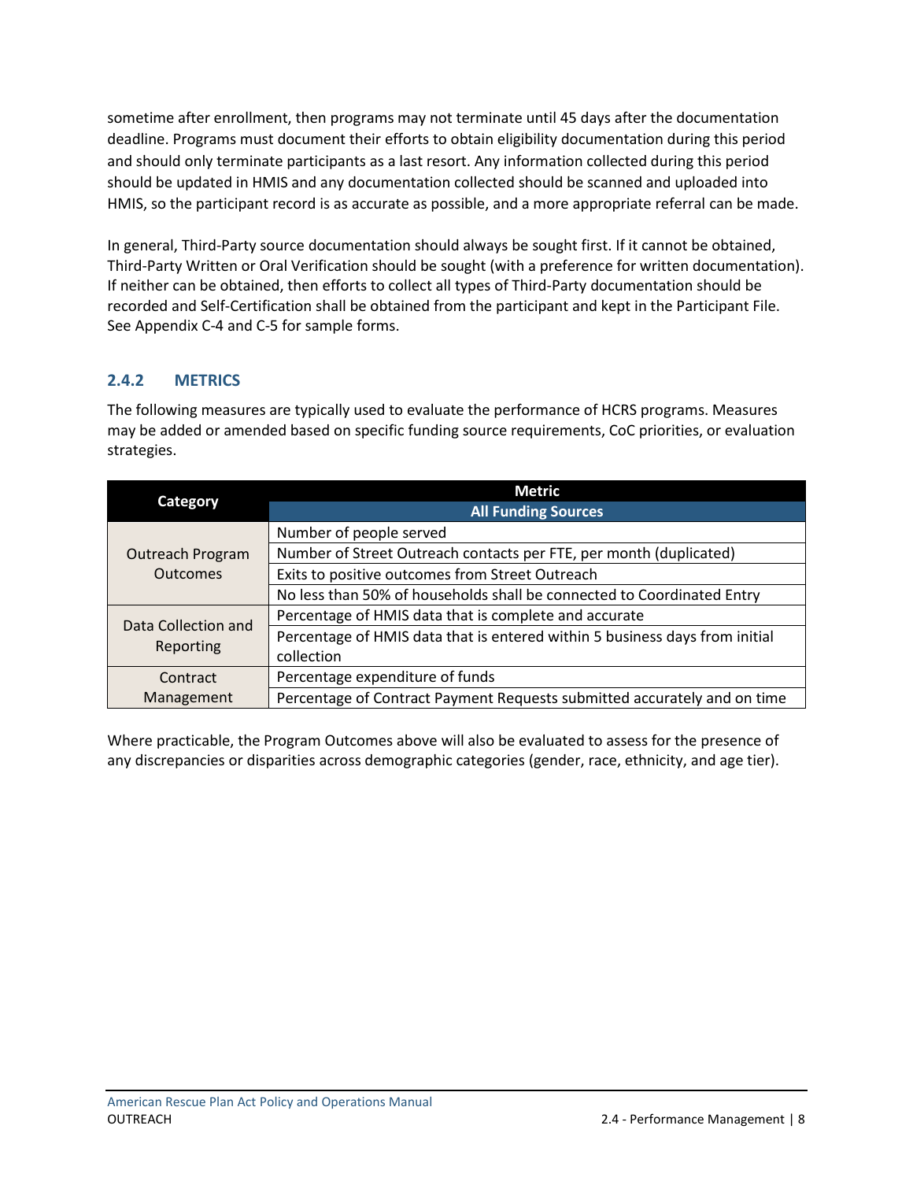sometime after enrollment, then programs may not terminate until 45 days after the documentation deadline. Programs must document their efforts to obtain eligibility documentation during this period and should only terminate participants as a last resort. Any information collected during this period should be updated in HMIS and any documentation collected should be scanned and uploaded into HMIS, so the participant record is as accurate as possible, and a more appropriate referral can be made.

In general, Third-Party source documentation should always be sought first. If it cannot be obtained, Third-Party Written or Oral Verification should be sought (with a preference for written documentation). If neither can be obtained, then efforts to collect all types of Third-Party documentation should be recorded and Self-Certification shall be obtained from the participant and kept in the Participant File. See Appendix C-4 and C-5 for sample forms.

### 2.4.2 METRICS

The following measures are typically used to evaluate the performance of HCRS programs. Measures may be added or amended based on specific funding source requirements, CoC priorities, or evaluation strategies.

| Category | Metric |
|---|---|
| | **All Funding Sources** |
| Outreach Program Outcomes | Number of people served |
| | Number of Street Outreach contacts per FTE, per month (duplicated) |
| | Exits to positive outcomes from Street Outreach |
| | No less than 50% of households shall be connected to Coordinated Entry |
| Data Collection and Reporting | Percentage of HMIS data that is complete and accurate |
| | Percentage of HMIS data that is entered within 5 business days from initial collection |
| Contract Management | Percentage expenditure of funds |
| | Percentage of Contract Payment Requests submitted accurately and on time |

Where practicable, the Program Outcomes above will also be evaluated to assess for the presence of any discrepancies or disparities across demographic categories (gender, race, ethnicity, and age tier).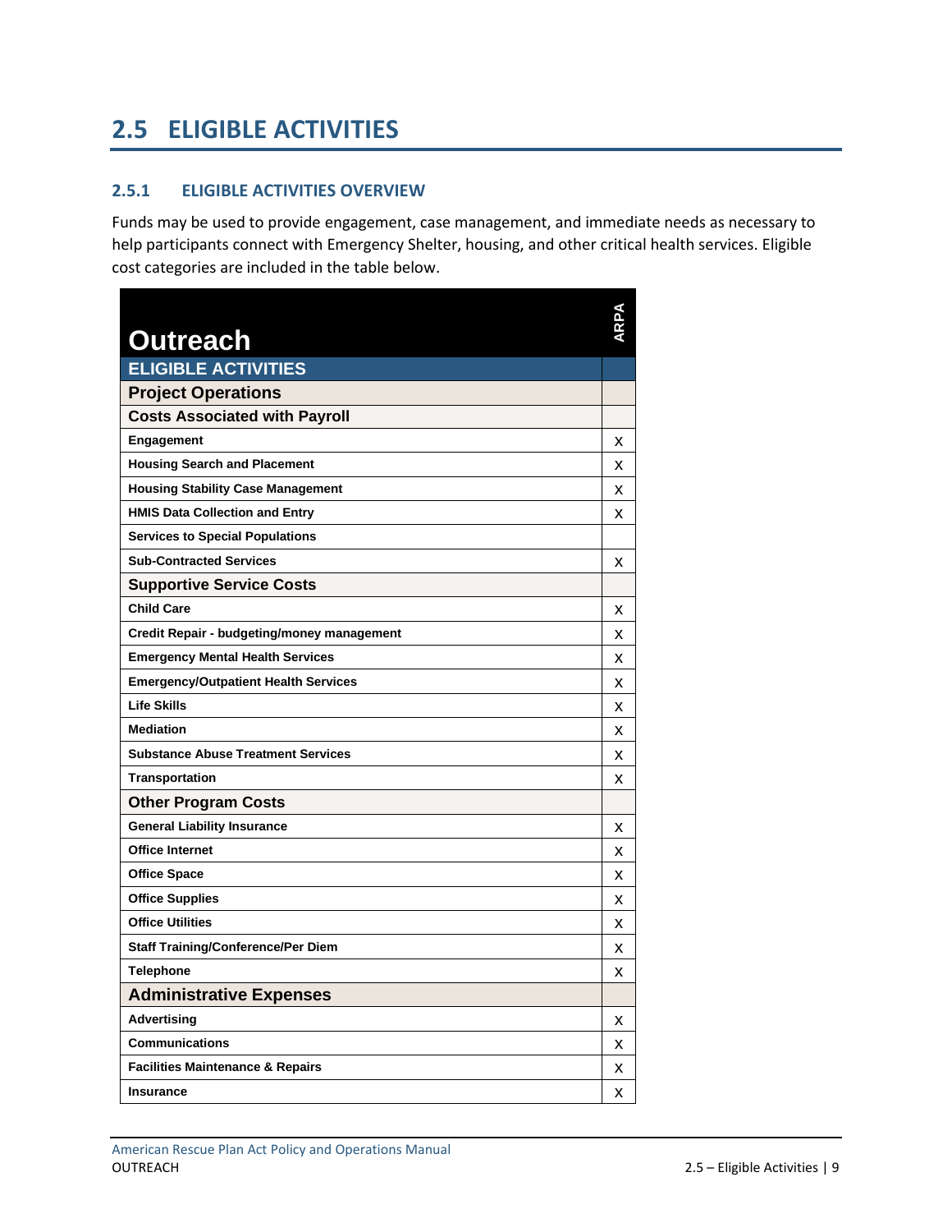## 2.5 ELIGIBLE ACTIVITIES

### 2.5.1 ELIGIBLE ACTIVITIES OVERVIEW

Funds may be used to provide engagement, case management, and immediate needs as necessary to help participants connect with Emergency Shelter, housing, and other critical health services. Eligible cost categories are included in the table below.

| Outreach | ARPA |
|---|---|
| **ELIGIBLE ACTIVITIES** | |
| **Project Operations** | |
| **Costs Associated with Payroll** | |
| Engagement | X |
| Housing Search and Placement | X |
| Housing Stability Case Management | X |
| HMIS Data Collection and Entry | X |
| Services to Special Populations | |
| Sub-Contracted Services | X |
| **Supportive Service Costs** | |
| Child Care | X |
| Credit Repair - budgeting/money management | X |
| Emergency Mental Health Services | X |
| Emergency/Outpatient Health Services | X |
| Life Skills | X |
| Mediation | X |
| Substance Abuse Treatment Services | X |
| Transportation | X |
| **Other Program Costs** | |
| General Liability Insurance | X |
| Office Internet | X |
| Office Space | X |
| Office Supplies | X |
| Office Utilities | X |
| Staff Training/Conference/Per Diem | X |
| Telephone | X |
| **Administrative Expenses** | |
| Advertising | X |
| Communications | X |
| Facilities Maintenance & Repairs | X |
| Insurance | X |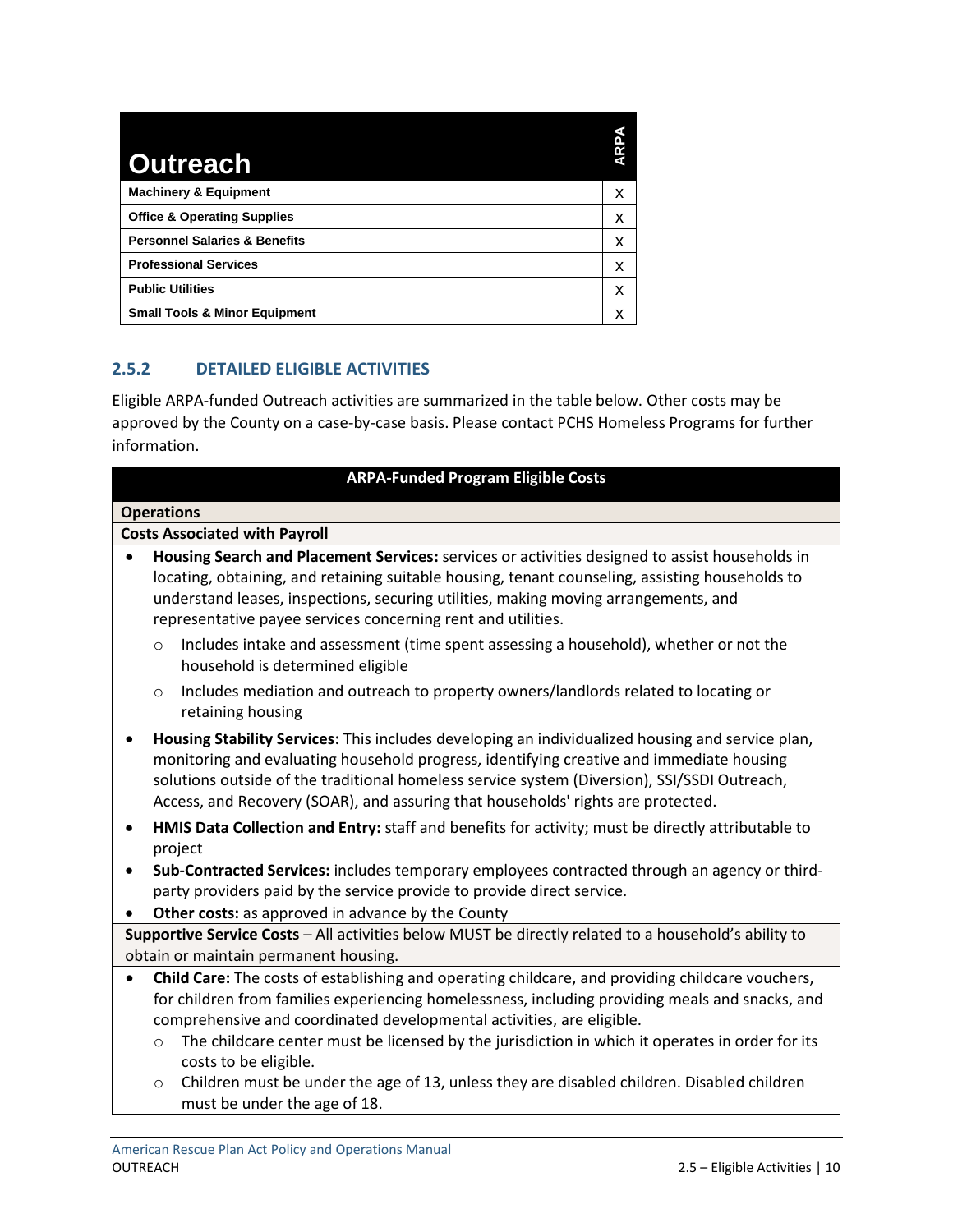| Outreach | ARPA |
|---|---|
| **Machinery & Equipment** | X |
| **Office & Operating Supplies** | X |
| **Personnel Salaries & Benefits** | X |
| **Professional Services** | X |
| **Public Utilities** | X |
| **Small Tools & Minor Equipment** | X |

### 2.5.2 DETAILED ELIGIBLE ACTIVITIES

Eligible ARPA-funded Outreach activities are summarized in the table below. Other costs may be approved by the County on a case-by-case basis. Please contact PCHS Homeless Programs for further information.

**ARPA-Funded Program Eligible Costs**

**Operations**

**Costs Associated with Payroll**

- **Housing Search and Placement Services:** services or activities designed to assist households in locating, obtaining, and retaining suitable housing, tenant counseling, assisting households to understand leases, inspections, securing utilities, making moving arrangements, and representative payee services concerning rent and utilities.
  - Includes intake and assessment (time spent assessing a household), whether or not the household is determined eligible
  - Includes mediation and outreach to property owners/landlords related to locating or retaining housing
- **Housing Stability Services:** This includes developing an individualized housing and service plan, monitoring and evaluating household progress, identifying creative and immediate housing solutions outside of the traditional homeless service system (Diversion), SSI/SSDI Outreach, Access, and Recovery (SOAR), and assuring that households' rights are protected.
- **HMIS Data Collection and Entry:** staff and benefits for activity; must be directly attributable to project
- **Sub-Contracted Services:** includes temporary employees contracted through an agency or third-party providers paid by the service provide to provide direct service.
- **Other costs:** as approved in advance by the County

**Supportive Service Costs** – All activities below MUST be directly related to a household's ability to obtain or maintain permanent housing.

- **Child Care:** The costs of establishing and operating childcare, and providing childcare vouchers, for children from families experiencing homelessness, including providing meals and snacks, and comprehensive and coordinated developmental activities, are eligible.
  - The childcare center must be licensed by the jurisdiction in which it operates in order for its costs to be eligible.
  - Children must be under the age of 13, unless they are disabled children. Disabled children must be under the age of 18.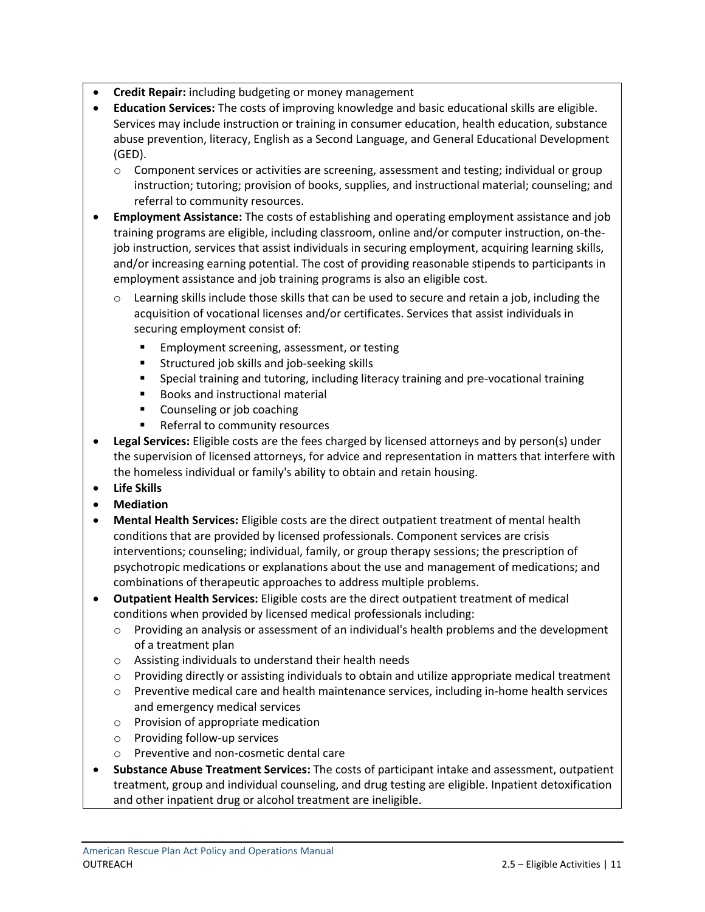- **Credit Repair:** including budgeting or money management
- **Education Services:** The costs of improving knowledge and basic educational skills are eligible. Services may include instruction or training in consumer education, health education, substance abuse prevention, literacy, English as a Second Language, and General Educational Development (GED).
  - Component services or activities are screening, assessment and testing; individual or group instruction; tutoring; provision of books, supplies, and instructional material; counseling; and referral to community resources.
- **Employment Assistance:** The costs of establishing and operating employment assistance and job training programs are eligible, including classroom, online and/or computer instruction, on-the-job instruction, services that assist individuals in securing employment, acquiring learning skills, and/or increasing earning potential. The cost of providing reasonable stipends to participants in employment assistance and job training programs is also an eligible cost.
  - Learning skills include those skills that can be used to secure and retain a job, including the acquisition of vocational licenses and/or certificates. Services that assist individuals in securing employment consist of:
    - Employment screening, assessment, or testing
    - Structured job skills and job-seeking skills
    - Special training and tutoring, including literacy training and pre-vocational training
    - Books and instructional material
    - Counseling or job coaching
    - Referral to community resources
- **Legal Services:** Eligible costs are the fees charged by licensed attorneys and by person(s) under the supervision of licensed attorneys, for advice and representation in matters that interfere with the homeless individual or family's ability to obtain and retain housing.
- **Life Skills**
- **Mediation**
- **Mental Health Services:** Eligible costs are the direct outpatient treatment of mental health conditions that are provided by licensed professionals. Component services are crisis interventions; counseling; individual, family, or group therapy sessions; the prescription of psychotropic medications or explanations about the use and management of medications; and combinations of therapeutic approaches to address multiple problems.
- **Outpatient Health Services:** Eligible costs are the direct outpatient treatment of medical conditions when provided by licensed medical professionals including:
  - Providing an analysis or assessment of an individual's health problems and the development of a treatment plan
  - Assisting individuals to understand their health needs
  - Providing directly or assisting individuals to obtain and utilize appropriate medical treatment
  - Preventive medical care and health maintenance services, including in-home health services and emergency medical services
  - Provision of appropriate medication
  - Providing follow-up services
  - Preventive and non-cosmetic dental care
- **Substance Abuse Treatment Services:** The costs of participant intake and assessment, outpatient treatment, group and individual counseling, and drug testing are eligible. Inpatient detoxification and other inpatient drug or alcohol treatment are ineligible.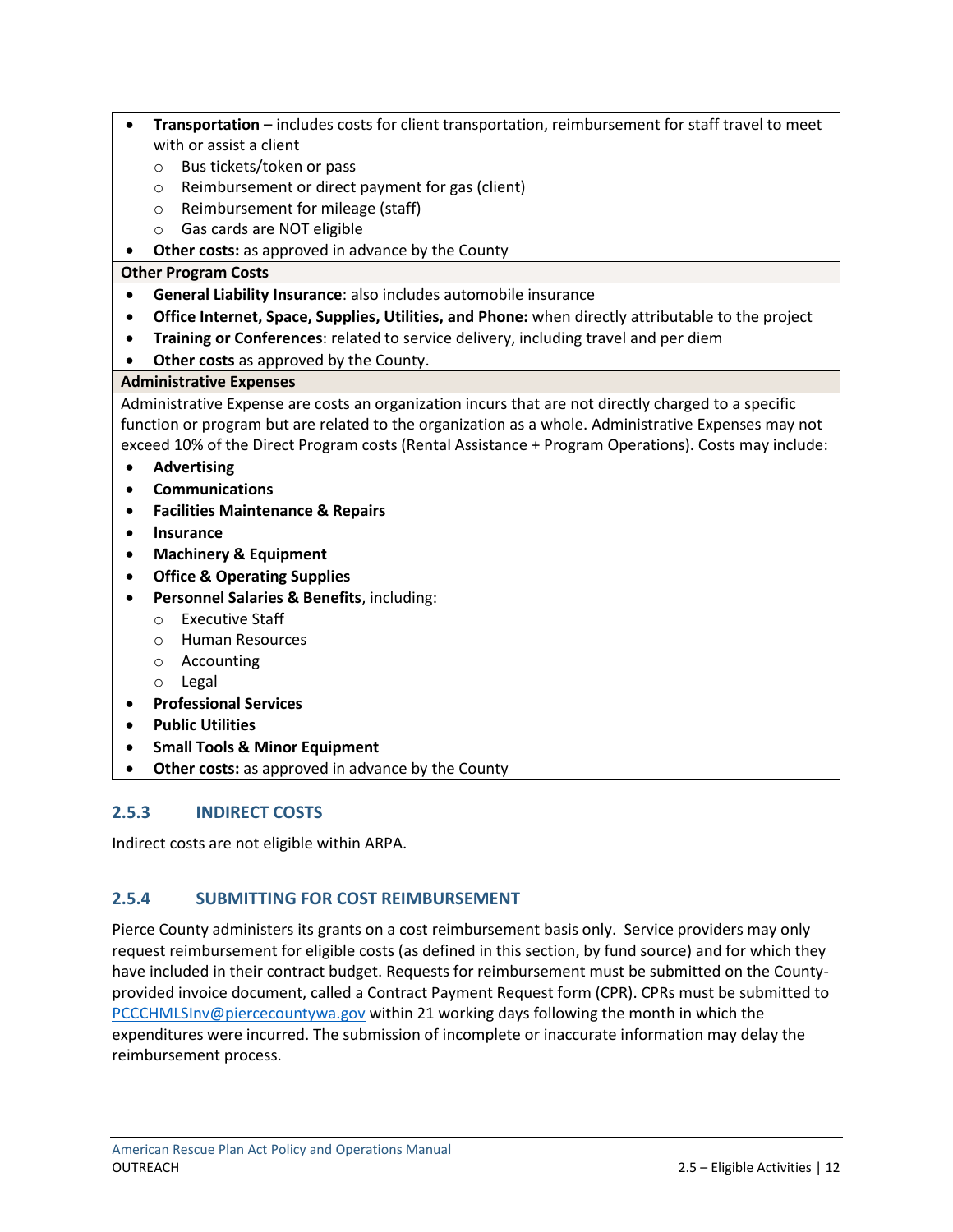- **Transportation** – includes costs for client transportation, reimbursement for staff travel to meet with or assist a client
  - Bus tickets/token or pass
  - Reimbursement or direct payment for gas (client)
  - Reimbursement for mileage (staff)
  - Gas cards are NOT eligible
- **Other costs:** as approved in advance by the County

**Other Program Costs**

- **General Liability Insurance**: also includes automobile insurance
- **Office Internet, Space, Supplies, Utilities, and Phone:** when directly attributable to the project
- **Training or Conferences**: related to service delivery, including travel and per diem
- **Other costs** as approved by the County.

**Administrative Expenses**

Administrative Expense are costs an organization incurs that are not directly charged to a specific function or program but are related to the organization as a whole. Administrative Expenses may not exceed 10% of the Direct Program costs (Rental Assistance + Program Operations). Costs may include:

- **Advertising**
- **Communications**
- **Facilities Maintenance & Repairs**
- **Insurance**
- **Machinery & Equipment**
- **Office & Operating Supplies**
- **Personnel Salaries & Benefits**, including:
  - Executive Staff
  - Human Resources
  - Accounting
  - Legal
- **Professional Services**
- **Public Utilities**
- **Small Tools & Minor Equipment**
- **Other costs:** as approved in advance by the County

### 2.5.3 INDIRECT COSTS

Indirect costs are not eligible within ARPA.

### 2.5.4 SUBMITTING FOR COST REIMBURSEMENT

Pierce County administers its grants on a cost reimbursement basis only. Service providers may only request reimbursement for eligible costs (as defined in this section, by fund source) and for which they have included in their contract budget. Requests for reimbursement must be submitted on the County-provided invoice document, called a Contract Payment Request form (CPR). CPRs must be submitted to PCCCHMLSInv@piercecountywa.gov within 21 working days following the month in which the expenditures were incurred. The submission of incomplete or inaccurate information may delay the reimbursement process.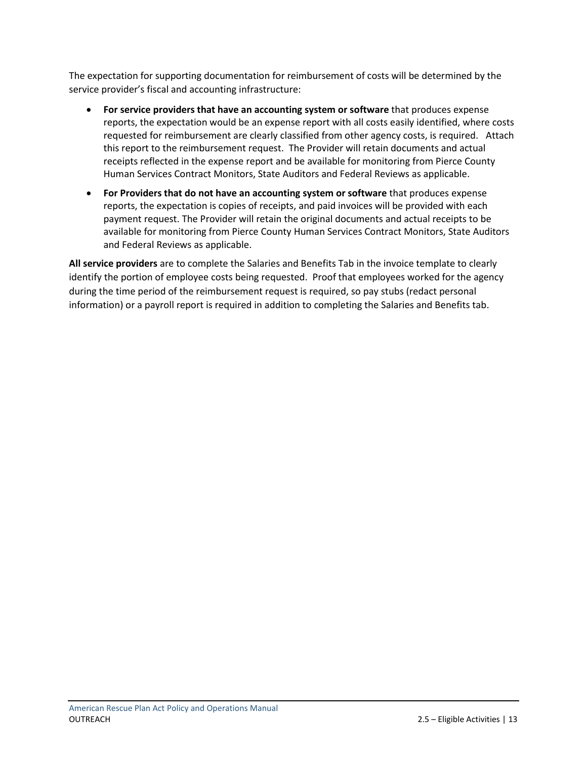The expectation for supporting documentation for reimbursement of costs will be determined by the service provider's fiscal and accounting infrastructure:

- **For service providers that have an accounting system or software** that produces expense reports, the expectation would be an expense report with all costs easily identified, where costs requested for reimbursement are clearly classified from other agency costs, is required. Attach this report to the reimbursement request. The Provider will retain documents and actual receipts reflected in the expense report and be available for monitoring from Pierce County Human Services Contract Monitors, State Auditors and Federal Reviews as applicable.
- **For Providers that do not have an accounting system or software** that produces expense reports, the expectation is copies of receipts, and paid invoices will be provided with each payment request. The Provider will retain the original documents and actual receipts to be available for monitoring from Pierce County Human Services Contract Monitors, State Auditors and Federal Reviews as applicable.

**All service providers** are to complete the Salaries and Benefits Tab in the invoice template to clearly identify the portion of employee costs being requested. Proof that employees worked for the agency during the time period of the reimbursement request is required, so pay stubs (redact personal information) or a payroll report is required in addition to completing the Salaries and Benefits tab.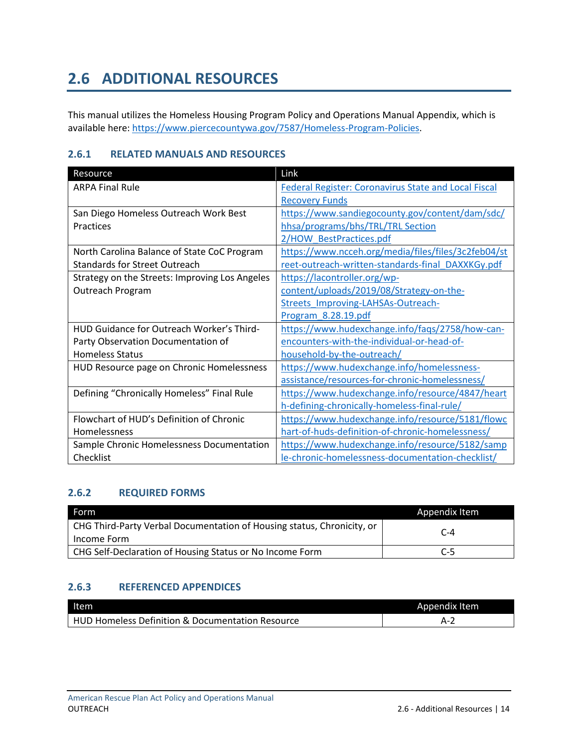# 2.6 ADDITIONAL RESOURCES

This manual utilizes the Homeless Housing Program Policy and Operations Manual Appendix, which is available here: https://www.piercecountywa.gov/7587/Homeless-Program-Policies.

### 2.6.1 RELATED MANUALS AND RESOURCES

| Resource | Link |
| --- | --- |
| ARPA Final Rule | Federal Register: Coronavirus State and Local Fiscal Recovery Funds |
| San Diego Homeless Outreach Work Best Practices | https://www.sandiegocounty.gov/content/dam/sdc/hhsa/programs/bhs/TRL/TRL Section 2/HOW_BestPractices.pdf |
| North Carolina Balance of State CoC Program Standards for Street Outreach | https://www.ncceh.org/media/files/files/3c2feb04/street-outreach-written-standards-final_DAXXKGy.pdf |
| Strategy on the Streets: Improving Los Angeles Outreach Program | https://lacontroller.org/wp-content/uploads/2019/08/Strategy-on-the-Streets_Improving-LAHSAs-Outreach-Program_8.28.19.pdf |
| HUD Guidance for Outreach Worker's Third-Party Observation Documentation of Homeless Status | https://www.hudexchange.info/faqs/2758/how-can-encounters-with-the-individual-or-head-of-household-by-the-outreach/ |
| HUD Resource page on Chronic Homelessness | https://www.hudexchange.info/homelessness-assistance/resources-for-chronic-homelessness/ |
| Defining "Chronically Homeless" Final Rule | https://www.hudexchange.info/resource/4847/hearth-defining-chronically-homeless-final-rule/ |
| Flowchart of HUD's Definition of Chronic Homelessness | https://www.hudexchange.info/resource/5181/flowchart-of-huds-definition-of-chronic-homelessness/ |
| Sample Chronic Homelessness Documentation Checklist | https://www.hudexchange.info/resource/5182/sample-chronic-homelessness-documentation-checklist/ |

### 2.6.2 REQUIRED FORMS

| Form | Appendix Item |
| --- | --- |
| CHG Third-Party Verbal Documentation of Housing status, Chronicity, or Income Form | C-4 |
| CHG Self-Declaration of Housing Status or No Income Form | C-5 |

### 2.6.3 REFERENCED APPENDICES

| Item | Appendix Item |
| --- | --- |
| HUD Homeless Definition & Documentation Resource | A-2 |